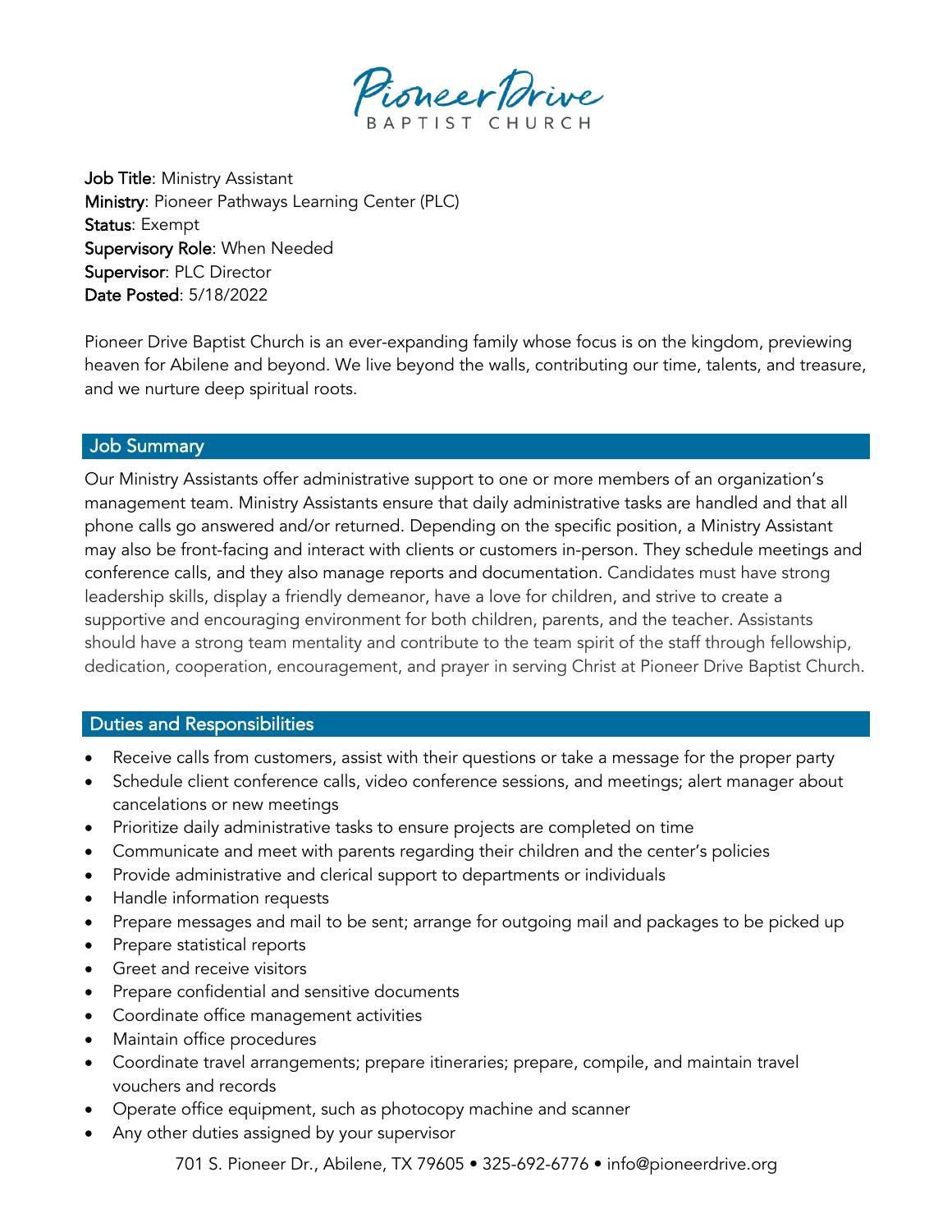# Pioneer Drive
BAPTIST CHURCH

**Job Title**: Ministry Assistant
**Ministry**: Pioneer Pathways Learning Center (PLC)
**Status**: Exempt
**Supervisory Role**: When Needed
**Supervisor**: PLC Director
**Date Posted**: 5/18/2022

Pioneer Drive Baptist Church is an ever-expanding family whose focus is on the kingdom, previewing heaven for Abilene and beyond. We live beyond the walls, contributing our time, talents, and treasure, and we nurture deep spiritual roots.

## Job Summary

Our Ministry Assistants offer administrative support to one or more members of an organization's management team. Ministry Assistants ensure that daily administrative tasks are handled and that all phone calls go answered and/or returned. Depending on the specific position, a Ministry Assistant may also be front-facing and interact with clients or customers in-person. They schedule meetings and conference calls, and they also manage reports and documentation. Candidates must have strong leadership skills, display a friendly demeanor, have a love for children, and strive to create a supportive and encouraging environment for both children, parents, and the teacher. Assistants should have a strong team mentality and contribute to the team spirit of the staff through fellowship, dedication, cooperation, encouragement, and prayer in serving Christ at Pioneer Drive Baptist Church.

## Duties and Responsibilities

- Receive calls from customers, assist with their questions or take a message for the proper party
- Schedule client conference calls, video conference sessions, and meetings; alert manager about cancelations or new meetings
- Prioritize daily administrative tasks to ensure projects are completed on time
- Communicate and meet with parents regarding their children and the center's policies
- Provide administrative and clerical support to departments or individuals
- Handle information requests
- Prepare messages and mail to be sent; arrange for outgoing mail and packages to be picked up
- Prepare statistical reports
- Greet and receive visitors
- Prepare confidential and sensitive documents
- Coordinate office management activities
- Maintain office procedures
- Coordinate travel arrangements; prepare itineraries; prepare, compile, and maintain travel vouchers and records
- Operate office equipment, such as photocopy machine and scanner
- Any other duties assigned by your supervisor

701 S. Pioneer Dr., Abilene, TX 79605 • 325-692-6776 • info@pioneerdrive.org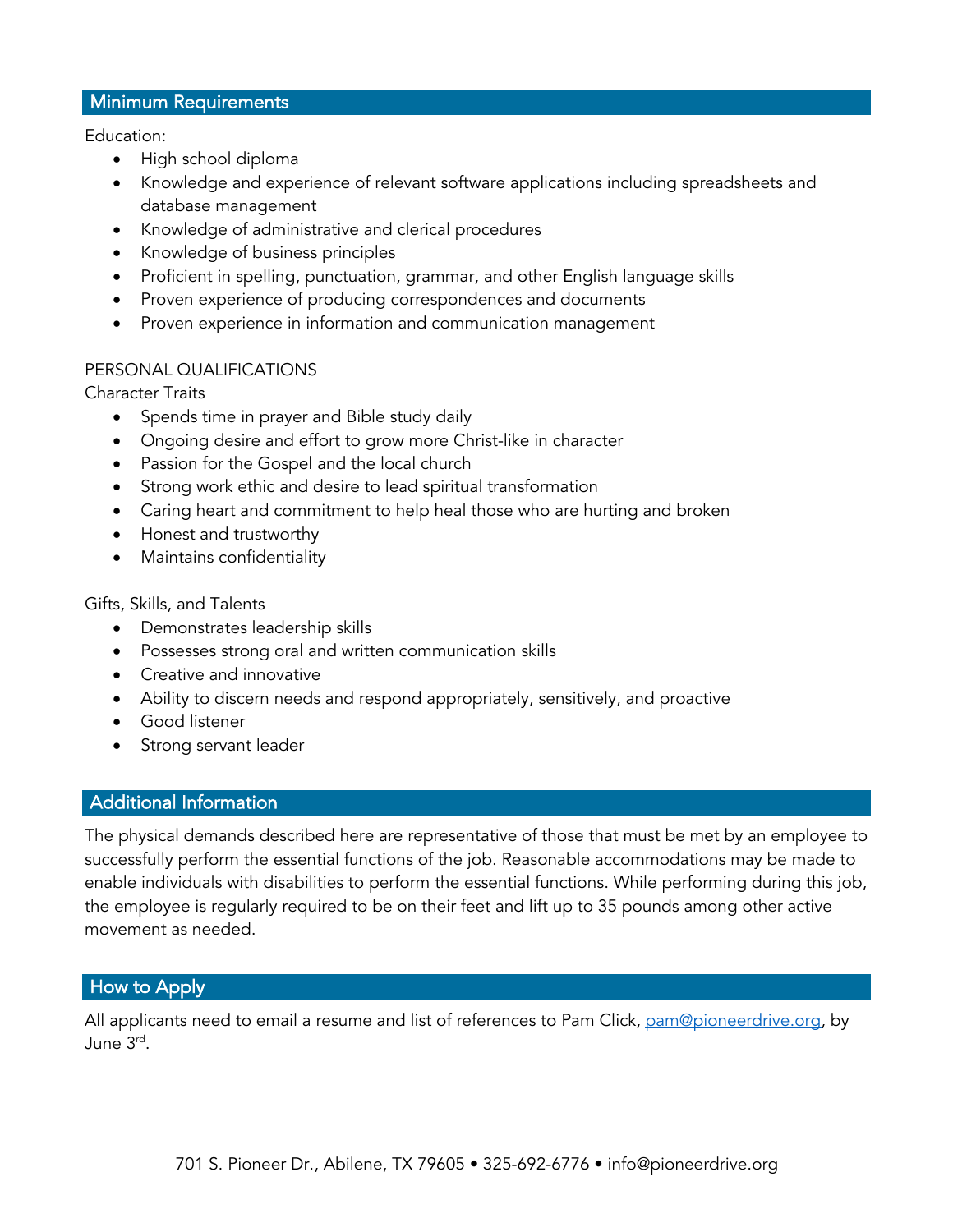## Minimum Requirements

Education:

- High school diploma
- Knowledge and experience of relevant software applications including spreadsheets and database management
- Knowledge of administrative and clerical procedures
- Knowledge of business principles
- Proficient in spelling, punctuation, grammar, and other English language skills
- Proven experience of producing correspondences and documents
- Proven experience in information and communication management

PERSONAL QUALIFICATIONS

Character Traits

- Spends time in prayer and Bible study daily
- Ongoing desire and effort to grow more Christ-like in character
- Passion for the Gospel and the local church
- Strong work ethic and desire to lead spiritual transformation
- Caring heart and commitment to help heal those who are hurting and broken
- Honest and trustworthy
- Maintains confidentiality

Gifts, Skills, and Talents

- Demonstrates leadership skills
- Possesses strong oral and written communication skills
- Creative and innovative
- Ability to discern needs and respond appropriately, sensitively, and proactive
- Good listener
- Strong servant leader

## Additional Information

The physical demands described here are representative of those that must be met by an employee to successfully perform the essential functions of the job. Reasonable accommodations may be made to enable individuals with disabilities to perform the essential functions. While performing during this job, the employee is regularly required to be on their feet and lift up to 35 pounds among other active movement as needed.

## How to Apply

All applicants need to email a resume and list of references to Pam Click, pam@pioneerdrive.org, by June 3rd.

701 S. Pioneer Dr., Abilene, TX 79605 • 325-692-6776 • info@pioneerdrive.org